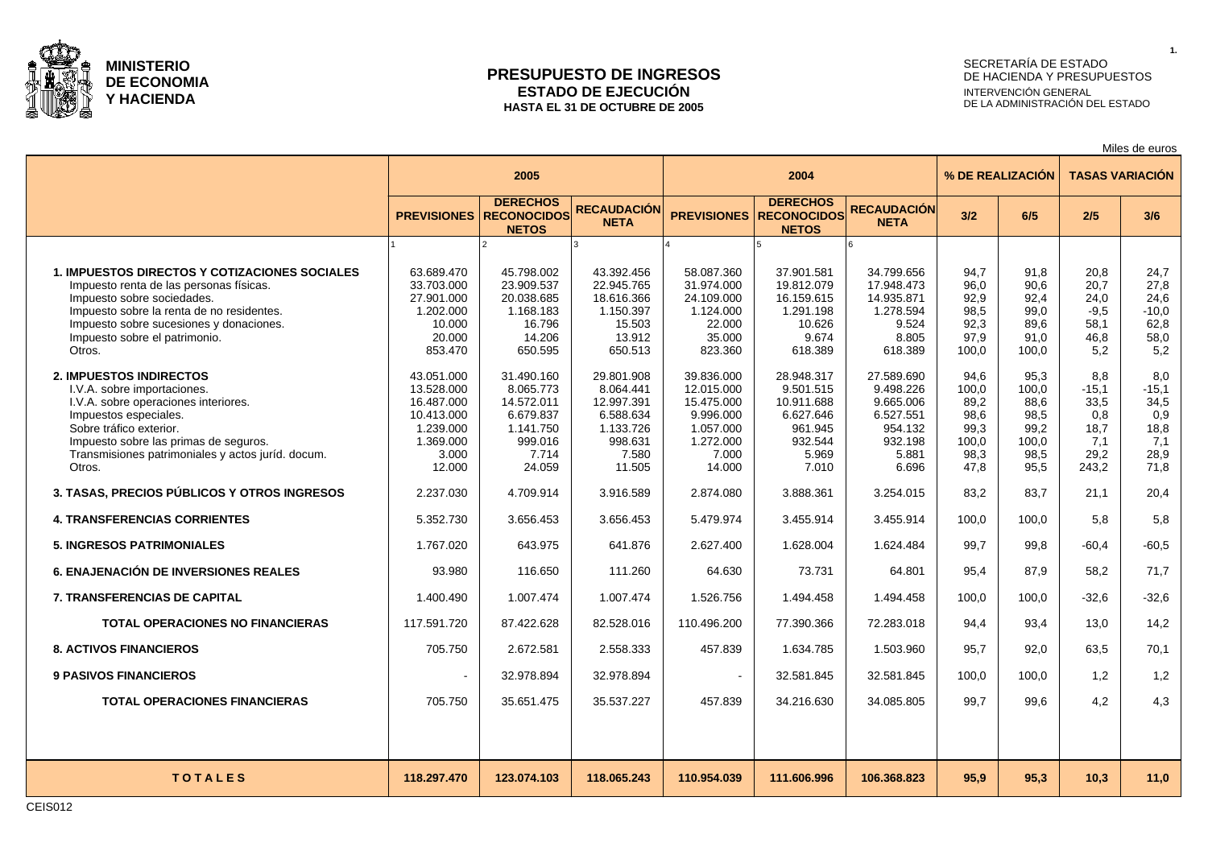**MINISTERIO DE ECONOMIA Y HACIENDA**

# PRESUPUESTO DE INGRESOS
## ESTADO DE EJECUCIÓN
### HASTA EL 31 DE OCTUBRE DE 2005

SECRETARÍA DE ESTADO DE HACIENDA Y PRESUPUESTOS
INTERVENCIÓN GENERAL DE LA ADMINISTRACIÓN DEL ESTADO

Miles de euros

| | 2005 | | | 2004 | | | % DE REALIZACIÓN | | TASAS VARIACIÓN | |
|---|---|---|---|---|---|---|---|---|---|---|
| | PREVISIONES | DERECHOS RECONOCIDOS NETOS | RECAUDACIÓN NETA | PREVISIONES | DERECHOS RECONOCIDOS NETOS | RECAUDACIÓN NETA | 3/2 | 6/5 | 2/5 | 3/6 |
| | 1 | 2 | 3 | 4 | 5 | 6 | | | | |
| **1. IMPUESTOS DIRECTOS Y COTIZACIONES SOCIALES** | 63.689.470 | 45.798.002 | 43.392.456 | 58.087.360 | 37.901.581 | 34.799.656 | 94,7 | 91,8 | 20,8 | 24,7 |
| Impuesto renta de las personas físicas. | 33.703.000 | 23.909.537 | 22.945.765 | 31.974.000 | 19.812.079 | 17.948.473 | 96,0 | 90,6 | 20,7 | 27,8 |
| Impuesto sobre sociedades. | 27.901.000 | 20.038.685 | 18.616.366 | 24.109.000 | 16.159.615 | 14.935.871 | 92,9 | 92,4 | 24,0 | 24,6 |
| Impuesto sobre la renta de no residentes. | 1.202.000 | 1.168.183 | 1.150.397 | 1.124.000 | 1.291.198 | 1.278.594 | 98,5 | 99,0 | -9,5 | -10,0 |
| Impuesto sobre sucesiones y donaciones. | 10.000 | 16.796 | 15.503 | 22.000 | 10.626 | 9.524 | 92,3 | 89,6 | 58,1 | 62,8 |
| Impuesto sobre el patrimonio. | 20.000 | 14.206 | 13.912 | 35.000 | 9.674 | 8.805 | 97,9 | 91,0 | 46,8 | 58,0 |
| Otros. | 853.470 | 650.595 | 650.513 | 823.360 | 618.389 | 618.389 | 100,0 | 100,0 | 5,2 | 5,2 |
| **2. IMPUESTOS INDIRECTOS** | 43.051.000 | 31.490.160 | 29.801.908 | 39.836.000 | 28.948.317 | 27.589.690 | 94,6 | 95,3 | 8,8 | 8,0 |
| I.V.A. sobre importaciones. | 13.528.000 | 8.065.773 | 8.064.441 | 12.015.000 | 9.501.515 | 9.498.226 | 100,0 | 100,0 | -15,1 | -15,1 |
| I.V.A. sobre operaciones interiores. | 16.487.000 | 14.572.011 | 12.997.391 | 15.475.000 | 10.911.688 | 9.665.006 | 89,2 | 88,6 | 33,5 | 34,5 |
| Impuestos especiales. | 10.413.000 | 6.679.837 | 6.588.634 | 9.996.000 | 6.627.646 | 6.527.551 | 98,6 | 98,5 | 0,8 | 0,9 |
| Sobre tráfico exterior. | 1.239.000 | 1.141.750 | 1.133.726 | 1.057.000 | 961.945 | 954.132 | 99,3 | 99,2 | 18,7 | 18,8 |
| Impuesto sobre las primas de seguros. | 1.369.000 | 999.016 | 998.631 | 1.272.000 | 932.544 | 932.198 | 100,0 | 100,0 | 7,1 | 7,1 |
| Transmisiones patrimoniales y actos suríd. docum. | 3.000 | 7.714 | 7.580 | 7.000 | 5.969 | 5.881 | 98,3 | 98,5 | 29,2 | 28,9 |
| Otros. | 12.000 | 24.059 | 11.505 | 14.000 | 7.010 | 6.696 | 47,8 | 95,5 | 243,2 | 71,8 |
| **3. TASAS, PRECIOS PÚBLICOS Y OTROS INGRESOS** | 2.237.030 | 4.709.914 | 3.916.589 | 2.874.080 | 3.888.361 | 3.254.015 | 83,2 | 83,7 | 21,1 | 20,4 |
| **4. TRANSFERENCIAS CORRIENTES** | 5.352.730 | 3.656.453 | 3.656.453 | 5.479.974 | 3.455.914 | 3.455.914 | 100,0 | 100,0 | 5,8 | 5,8 |
| **5. INGRESOS PATRIMONIALES** | 1.767.020 | 643.975 | 641.876 | 2.627.400 | 1.628.004 | 1.624.484 | 99,7 | 99,8 | -60,4 | -60,5 |
| **6. ENAJENACIÓN DE INVERSIONES REALES** | 93.980 | 116.650 | 111.260 | 64.630 | 73.731 | 64.801 | 95,4 | 87,9 | 58,2 | 71,7 |
| **7. TRANSFERENCIAS DE CAPITAL** | 1.400.490 | 1.007.474 | 1.007.474 | 1.526.756 | 1.494.458 | 1.494.458 | 100,0 | 100,0 | -32,6 | -32,6 |
| **TOTAL OPERACIONES NO FINANCIERAS** | 117.591.720 | 87.422.628 | 82.528.016 | 110.496.200 | 77.390.366 | 72.283.018 | 94,4 | 93,4 | 13,0 | 14,2 |
| **8. ACTIVOS FINANCIEROS** | 705.750 | 2.672.581 | 2.558.333 | 457.839 | 1.634.785 | 1.503.960 | 95,7 | 92,0 | 63,5 | 70,1 |
| **9 PASIVOS FINANCIEROS** | - | 32.978.894 | 32.978.894 | - | 32.581.845 | 32.581.845 | 100,0 | 100,0 | 1,2 | 1,2 |
| **TOTAL OPERACIONES FINANCIERAS** | 705.750 | 35.651.475 | 35.537.227 | 457.839 | 34.216.630 | 34.085.805 | 99,7 | 99,6 | 4,2 | 4,3 |
| **T O T A L E S** | **118.297.470** | **123.074.103** | **118.065.243** | **110.954.039** | **111.606.996** | **106.368.823** | **95,9** | **95,3** | **10,3** | **11,0** |

CEIS012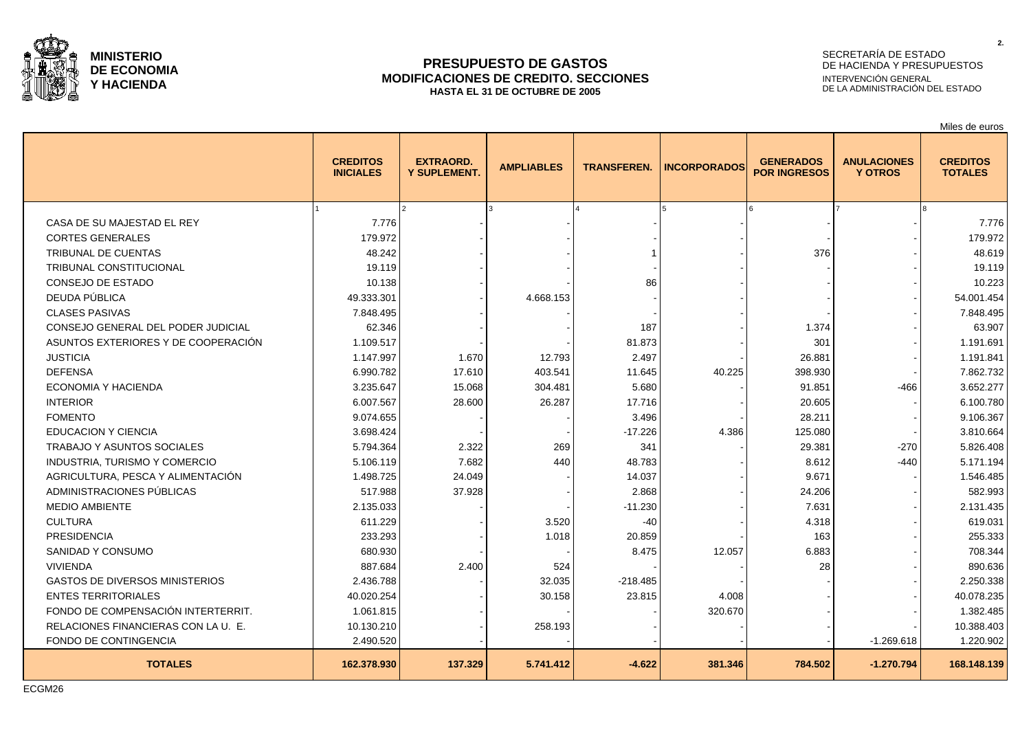**MINISTERIO DE ECONOMIA Y HACIENDA**

# PRESUPUESTO DE GASTOS
## MODIFICACIONES DE CREDITO. SECCIONES
**HASTA EL 31 DE OCTUBRE DE 2005**

SECRETARÍA DE ESTADO DE HACIENDA Y PRESUPUESTOS
INTERVENCIÓN GENERAL DE LA ADMINISTRACIÓN DEL ESTADO

Miles de euros

| | CREDITOS INICIALES | EXTRAORD. Y SUPLEMENT. | AMPLIABLES | TRANSFEREN. | INCORPORADOS | GENERADOS POR INGRESOS | ANULACIONES Y OTROS | CREDITOS TOTALES |
|---|---|---|---|---|---|---|---|---|
| | 1 | 2 | 3 | 4 | 5 | 6 | 7 | 8 |
| CASA DE SU MAJESTAD EL REY | 7.776 | - | - | - | - | - | - | 7.776 |
| CORTES GENERALES | 179.972 | - | - | - | - | - | - | 179.972 |
| TRIBUNAL DE CUENTAS | 48.242 | - | - | 1 | - | 376 | - | 48.619 |
| TRIBUNAL CONSTITUCIONAL | 19.119 | - | - | - | - | - | - | 19.119 |
| CONSEJO DE ESTADO | 10.138 | - | - | 86 | - | - | - | 10.223 |
| DEUDA PÚBLICA | 49.333.301 | - | 4.668.153 | - | - | - | - | 54.001.454 |
| CLASES PASIVAS | 7.848.495 | - | - | - | - | - | - | 7.848.495 |
| CONSEJO GENERAL DEL PODER JUDICIAL | 62.346 | - | - | 187 | - | 1.374 | - | 63.907 |
| ASUNTOS EXTERIORES Y DE COOPERACIÓN | 1.109.517 | - | - | 81.873 | - | 301 | - | 1.191.691 |
| JUSTICIA | 1.147.997 | 1.670 | 12.793 | 2.497 | - | 26.881 | - | 1.191.841 |
| DEFENSA | 6.990.782 | 17.610 | 403.541 | 11.645 | 40.225 | 398.930 | - | 7.862.732 |
| ECONOMIA Y HACIENDA | 3.235.647 | 15.068 | 304.481 | 5.680 | - | 91.851 | -466 | 3.652.277 |
| INTERIOR | 6.007.567 | 28.600 | 26.287 | 17.716 | - | 20.605 | - | 6.100.780 |
| FOMENTO | 9.074.655 | - | - | 3.496 | - | 28.211 | - | 9.106.367 |
| EDUCACION Y CIENCIA | 3.698.424 | - | - | -17.226 | 4.386 | 125.080 | - | 3.810.664 |
| TRABAJO Y ASUNTOS SOCIALES | 5.794.364 | 2.322 | 269 | 341 | - | 29.381 | -270 | 5.826.408 |
| INDUSTRIA, TURISMO Y COMERCIO | 5.106.119 | 7.682 | 440 | 48.783 | - | 8.612 | -440 | 5.171.194 |
| AGRICULTURA, PESCA Y ALIMENTACIÓN | 1.498.725 | 24.049 | - | 14.037 | - | 9.671 | - | 1.546.485 |
| ADMINISTRACIONES PÚBLICAS | 517.988 | 37.928 | - | 2.868 | - | 24.206 | - | 582.993 |
| MEDIO AMBIENTE | 2.135.033 | - | - | -11.230 | - | 7.631 | - | 2.131.435 |
| CULTURA | 611.229 | - | 3.520 | -40 | - | 4.318 | - | 619.031 |
| PRESIDENCIA | 233.293 | - | 1.018 | 20.859 | - | 163 | - | 255.333 |
| SANIDAD Y CONSUMO | 680.930 | - | - | 8.475 | 12.057 | 6.883 | - | 708.344 |
| VIVIENDA | 887.684 | 2.400 | 524 | - | - | 28 | - | 890.636 |
| GASTOS DE DIVERSOS MINISTERIOS | 2.436.788 | - | 32.035 | -218.485 | - | - | - | 2.250.338 |
| ENTES TERRITORIALES | 40.020.254 | - | 30.158 | 23.815 | 4.008 | - | - | 40.078.235 |
| FONDO DE COMPENSACIÓN INTERTERRIT. | 1.061.815 | - | - | - | 320.670 | - | - | 1.382.485 |
| RELACIONES FINANCIERAS CON LA U. E. | 10.130.210 | - | 258.193 | - | - | - | - | 10.388.403 |
| FONDO DE CONTINGENCIA | 2.490.520 | - | - | - | - | - | -1.269.618 | 1.220.902 |
| **TOTALES** | **162.378.930** | **137.329** | **5.741.412** | **-4.622** | **381.346** | **784.502** | **-1.270.794** | **168.148.139** |

ECGM26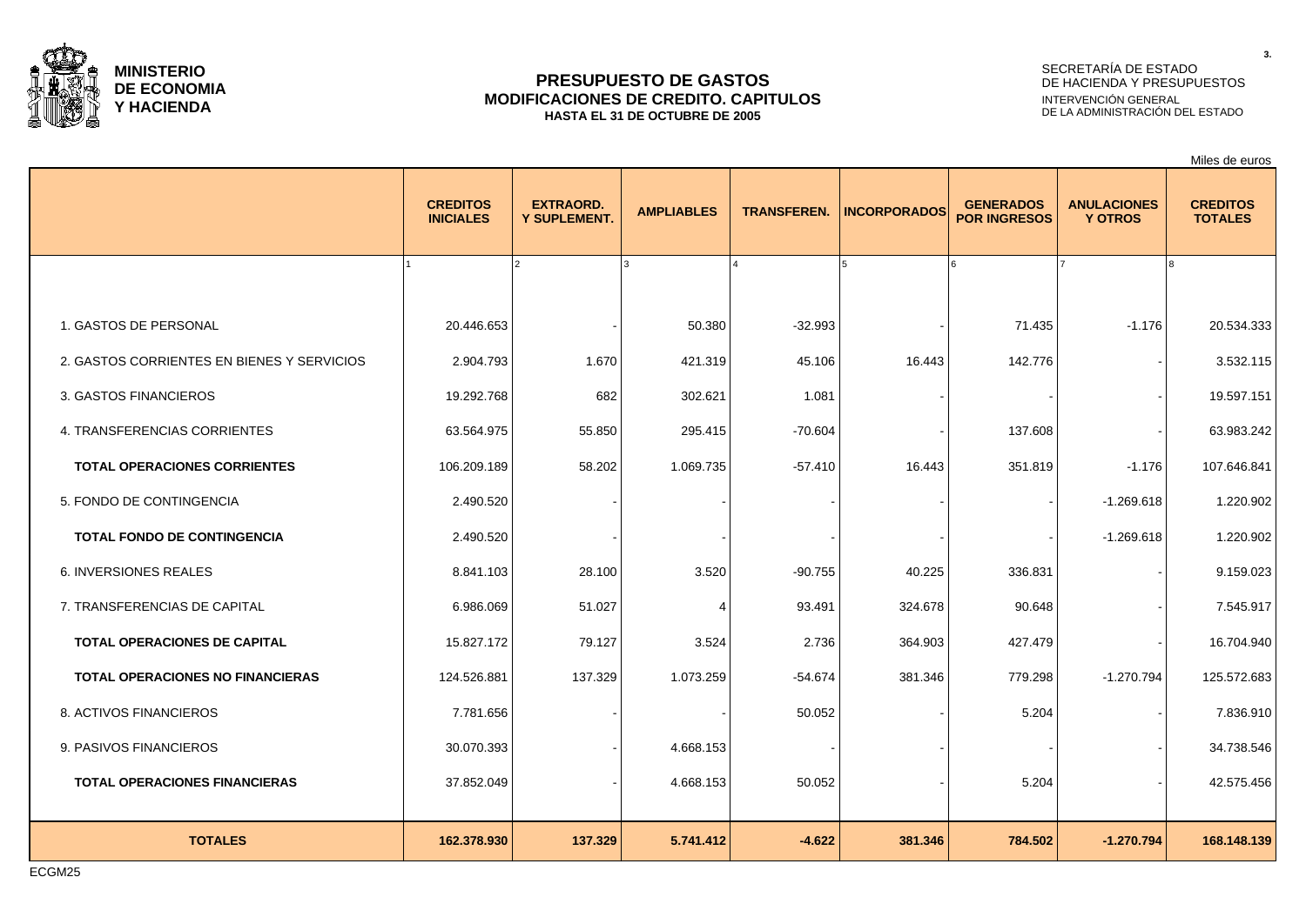**MINISTERIO DE ECONOMIA Y HACIENDA**

# PRESUPUESTO DE GASTOS
## MODIFICACIONES DE CREDITO. CAPITULOS
### HASTA EL 31 DE OCTUBRE DE 2005

SECRETARÍA DE ESTADO DE HACIENDA Y PRESUPUESTOS
INTERVENCIÓN GENERAL DE LA ADMINISTRACIÓN DEL ESTADO

Miles de euros

| | CREDITOS INICIALES | EXTRAORD. Y SUPLEMENT. | AMPLIABLES | TRANSFEREN. | INCORPORADOS | GENERADOS POR INGRESOS | ANULACIONES Y OTROS | CREDITOS TOTALES |
|---|---|---|---|---|---|---|---|---|
| | 1 | 2 | 3 | 4 | 5 | 6 | 7 | 8 |
| 1. GASTOS DE PERSONAL | 20.446.653 | - | 50.380 | -32.993 | - | 71.435 | -1.176 | 20.534.333 |
| 2. GASTOS CORRIENTES EN BIENES Y SERVICIOS | 2.904.793 | 1.670 | 421.319 | 45.106 | 16.443 | 142.776 | - | 3.532.115 |
| 3. GASTOS FINANCIEROS | 19.292.768 | 682 | 302.621 | 1.081 | - | - | - | 19.597.151 |
| 4. TRANSFERENCIAS CORRIENTES | 63.564.975 | 55.850 | 295.415 | -70.604 | - | 137.608 | - | 63.983.242 |
| **TOTAL OPERACIONES CORRIENTES** | 106.209.189 | 58.202 | 1.069.735 | -57.410 | 16.443 | 351.819 | -1.176 | 107.646.841 |
| 5. FONDO DE CONTINGENCIA | 2.490.520 | - | - | - | - | - | -1.269.618 | 1.220.902 |
| **TOTAL FONDO DE CONTINGENCIA** | 2.490.520 | - | - | - | - | - | -1.269.618 | 1.220.902 |
| 6. INVERSIONES REALES | 8.841.103 | 28.100 | 3.520 | -90.755 | 40.225 | 336.831 | - | 9.159.023 |
| 7. TRANSFERENCIAS DE CAPITAL | 6.986.069 | 51.027 | 4 | 93.491 | 324.678 | 90.648 | - | 7.545.917 |
| **TOTAL OPERACIONES DE CAPITAL** | 15.827.172 | 79.127 | 3.524 | 2.736 | 364.903 | 427.479 | - | 16.704.940 |
| **TOTAL OPERACIONES NO FINANCIERAS** | 124.526.881 | 137.329 | 1.073.259 | -54.674 | 381.346 | 779.298 | -1.270.794 | 125.572.683 |
| 8. ACTIVOS FINANCIEROS | 7.781.656 | - | - | 50.052 | - | 5.204 | - | 7.836.910 |
| 9. PASIVOS FINANCIEROS | 30.070.393 | - | 4.668.153 | - | - | - | - | 34.738.546 |
| **TOTAL OPERACIONES FINANCIERAS** | 37.852.049 | - | 4.668.153 | 50.052 | - | 5.204 | - | 42.575.456 |
| **TOTALES** | **162.378.930** | **137.329** | **5.741.412** | **-4.622** | **381.346** | **784.502** | **-1.270.794** | **168.148.139** |

ECGM25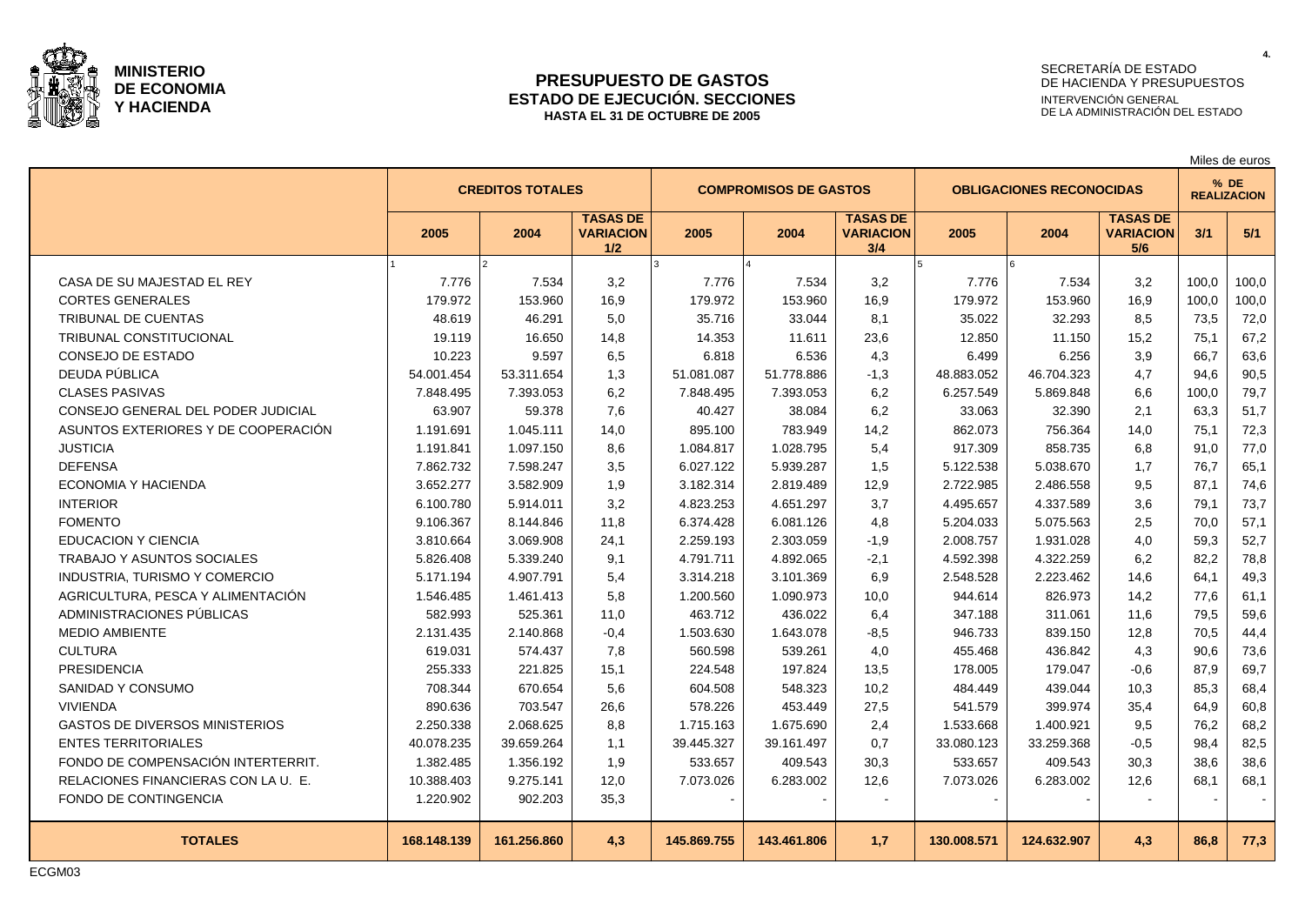**MINISTERIO DE ECONOMIA Y HACIENDA**

# PRESUPUESTO DE GASTOS
## ESTADO DE EJECUCIÓN. SECCIONES
### HASTA EL 31 DE OCTUBRE DE 2005

SECRETARÍA DE ESTADO DE HACIENDA Y PRESUPUESTOS
INTERVENCIÓN GENERAL DE LA ADMINISTRACIÓN DEL ESTADO

Miles de euros

| | CREDITOS TOTALES | | | COMPROMISOS DE GASTOS | | | OBLIGACIONES RECONOCIDAS | | | % DE REALIZACION | |
|---|---|---|---|---|---|---|---|---|---|---|---|
| | 2005 | 2004 | TASAS DE VARIACION 1/2 | 2005 | 2004 | TASAS DE VARIACION 3/4 | 2005 | 2004 | TASAS DE VARIACION 5/6 | 3/1 | 5/1 |
| | 1 | 2 | | 3 | 4 | | 5 | 6 | | | |
| CASA DE SU MAJESTAD EL REY | 7.776 | 7.534 | 3,2 | 7.776 | 7.534 | 3,2 | 7.776 | 7.534 | 3,2 | 100,0 | 100,0 |
| CORTES GENERALES | 179.972 | 153.960 | 16,9 | 179.972 | 153.960 | 16,9 | 179.972 | 153.960 | 16,9 | 100,0 | 100,0 |
| TRIBUNAL DE CUENTAS | 48.619 | 46.291 | 5,0 | 35.716 | 33.044 | 8,1 | 35.022 | 32.293 | 8,5 | 73,5 | 72,0 |
| TRIBUNAL CONSTITUCIONAL | 19.119 | 16.650 | 14,8 | 14.353 | 11.611 | 23,6 | 12.850 | 11.150 | 15,2 | 75,1 | 67,2 |
| CONSEJO DE ESTADO | 10.223 | 9.597 | 6,5 | 6.818 | 6.536 | 4,3 | 6.499 | 6.256 | 3,9 | 66,7 | 63,6 |
| DEUDA PÚBLICA | 54.001.454 | 53.311.654 | 1,3 | 51.081.087 | 51.778.886 | -1,3 | 48.883.052 | 46.704.323 | 4,7 | 94,6 | 90,5 |
| CLASES PASIVAS | 7.848.495 | 7.393.053 | 6,2 | 7.848.495 | 7.393.053 | 6,2 | 6.257.549 | 5.869.848 | 6,6 | 100,0 | 79,7 |
| CONSEJO GENERAL DEL PODER JUDICIAL | 63.907 | 59.378 | 7,6 | 40.427 | 38.084 | 6,2 | 33.063 | 32.390 | 2,1 | 63,3 | 51,7 |
| ASUNTOS EXTERIORES Y DE COOPERACIÓN | 1.191.691 | 1.045.111 | 14,0 | 895.100 | 783.949 | 14,2 | 862.073 | 756.364 | 14,0 | 75,1 | 72,3 |
| JUSTICIA | 1.191.841 | 1.097.150 | 8,6 | 1.084.817 | 1.028.795 | 5,4 | 917.309 | 858.735 | 6,8 | 91,0 | 77,0 |
| DEFENSA | 7.862.732 | 7.598.247 | 3,5 | 6.027.122 | 5.939.287 | 1,5 | 5.122.538 | 5.038.670 | 1,7 | 76,7 | 65,1 |
| ECONOMIA Y HACIENDA | 3.652.277 | 3.582.909 | 1,9 | 3.182.314 | 2.819.489 | 12,9 | 2.722.985 | 2.486.558 | 9,5 | 87,1 | 74,6 |
| INTERIOR | 6.100.780 | 5.914.011 | 3,2 | 4.823.253 | 4.651.297 | 3,7 | 4.495.657 | 4.337.589 | 3,6 | 79,1 | 73,7 |
| FOMENTO | 9.106.367 | 8.144.846 | 11,8 | 6.374.428 | 6.081.126 | 4,8 | 5.204.033 | 5.075.563 | 2,5 | 70,0 | 57,1 |
| EDUCACION Y CIENCIA | 3.810.664 | 3.069.908 | 24,1 | 2.259.193 | 2.303.059 | -1,9 | 2.008.757 | 1.931.028 | 4,0 | 59,3 | 52,7 |
| TRABAJO Y ASUNTOS SOCIALES | 5.826.408 | 5.339.240 | 9,1 | 4.791.711 | 4.892.065 | -2,1 | 4.592.398 | 4.322.259 | 6,2 | 82,2 | 78,8 |
| INDUSTRIA, TURISMO Y COMERCIO | 5.171.194 | 4.907.791 | 5,4 | 3.314.218 | 3.101.369 | 6,9 | 2.548.528 | 2.223.462 | 14,6 | 64,1 | 49,3 |
| AGRICULTURA, PESCA Y ALIMENTACIÓN | 1.546.485 | 1.461.413 | 5,8 | 1.200.560 | 1.090.973 | 10,0 | 944.614 | 826.973 | 14,2 | 77,6 | 61,1 |
| ADMINISTRACIONES PÚBLICAS | 582.993 | 525.361 | 11,0 | 463.712 | 436.022 | 6,4 | 347.188 | 311.061 | 11,6 | 79,5 | 59,6 |
| MEDIO AMBIENTE | 2.131.435 | 2.140.868 | -0,4 | 1.503.630 | 1.643.078 | -8,5 | 946.733 | 839.150 | 12,8 | 70,5 | 44,4 |
| CULTURA | 619.031 | 574.437 | 7,8 | 560.598 | 539.261 | 4,0 | 455.468 | 436.842 | 4,3 | 90,6 | 73,6 |
| PRESIDENCIA | 255.333 | 221.825 | 15,1 | 224.548 | 197.824 | 13,5 | 178.005 | 179.047 | -0,6 | 87,9 | 69,7 |
| SANIDAD Y CONSUMO | 708.344 | 670.654 | 5,6 | 604.508 | 548.323 | 10,2 | 484.449 | 439.044 | 10,3 | 85,3 | 68,4 |
| VIVIENDA | 890.636 | 703.547 | 26,6 | 578.226 | 453.449 | 27,5 | 541.579 | 399.974 | 35,4 | 64,9 | 60,8 |
| GASTOS DE DIVERSOS MINISTERIOS | 2.250.338 | 2.068.625 | 8,8 | 1.715.163 | 1.675.690 | 2,4 | 1.533.668 | 1.400.921 | 9,5 | 76,2 | 68,2 |
| ENTES TERRITORIALES | 40.078.235 | 39.659.264 | 1,1 | 39.445.327 | 39.161.497 | 0,7 | 33.080.123 | 33.259.368 | -0,5 | 98,4 | 82,5 |
| FONDO DE COMPENSACIÓN INTERTERRIT. | 1.382.485 | 1.356.192 | 1,9 | 533.657 | 409.543 | 30,3 | 533.657 | 409.543 | 30,3 | 38,6 | 38,6 |
| RELACIONES FINANCIERAS CON LA U. E. | 10.388.403 | 9.275.141 | 12,0 | 7.073.026 | 6.283.002 | 12,6 | 7.073.026 | 6.283.002 | 12,6 | 68,1 | 68,1 |
| FONDO DE CONTINGENCIA | 1.220.902 | 902.203 | 35,3 | - | - | - | - | - | - | - | - |
| **TOTALES** | **168.148.139** | **161.256.860** | **4,3** | **145.869.755** | **143.461.806** | **1,7** | **130.008.571** | **124.632.907** | **4,3** | **86,8** | **77,3** |

ECGM03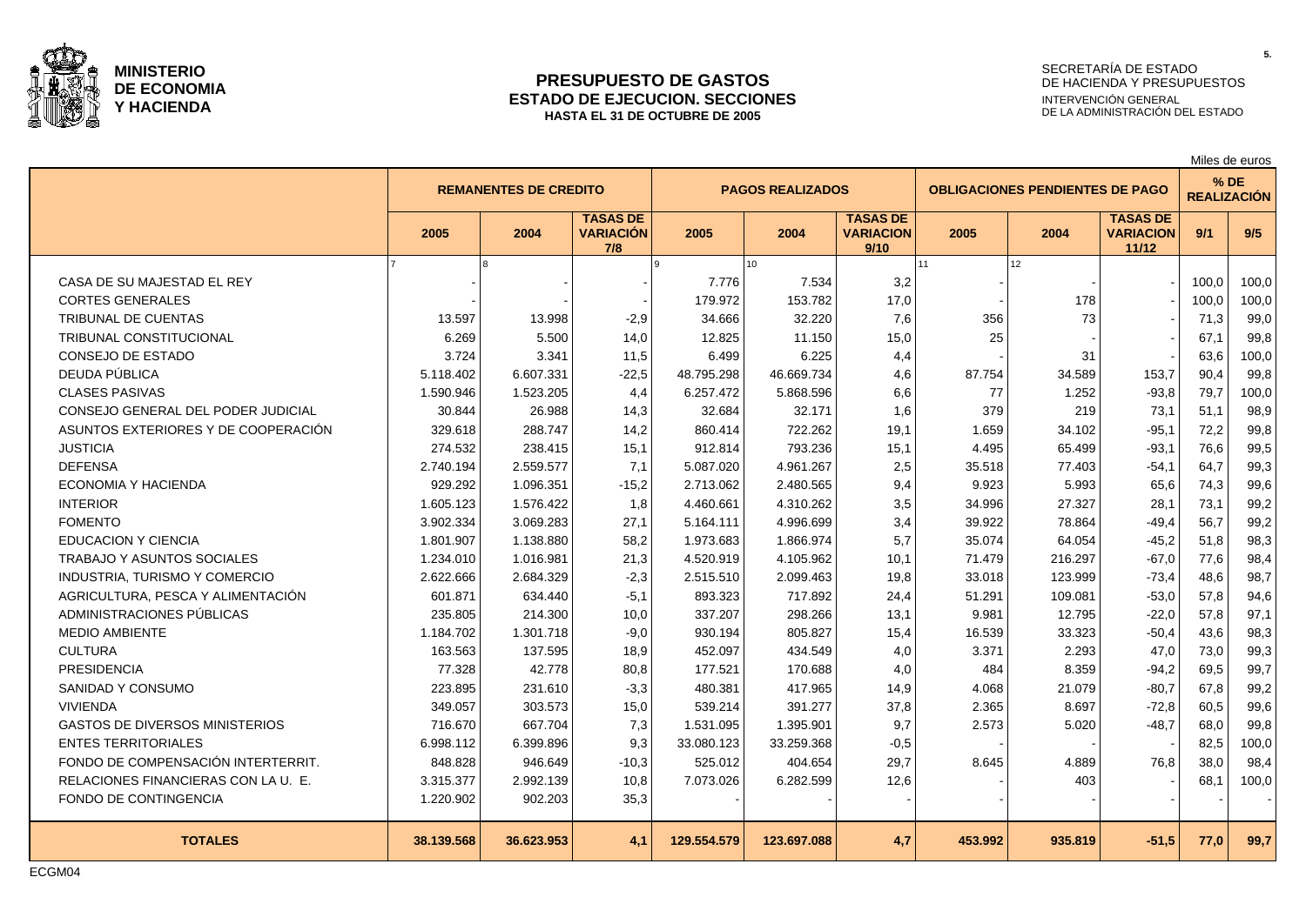**MINISTERIO DE ECONOMIA Y HACIENDA**

# PRESUPUESTO DE GASTOS
## ESTADO DE EJECUCION. SECCIONES
### HASTA EL 31 DE OCTUBRE DE 2005

SECRETARÍA DE ESTADO DE HACIENDA Y PRESUPUESTOS
INTERVENCIÓN GENERAL DE LA ADMINISTRACIÓN DEL ESTADO

Miles de euros

| | REMANENTES DE CREDITO | | | PAGOS REALIZADOS | | | OBLIGACIONES PENDIENTES DE PAGO | | | % DE REALIZACIÓN | |
|---|---|---|---|---|---|---|---|---|---|---|---|
| | 2005 | 2004 | TASAS DE VARIACIÓN 7/8 | 2005 | 2004 | TASAS DE VARIACION 9/10 | 2005 | 2004 | TASAS DE VARIACION 11/12 | 9/1 | 9/5 |
| | 7 | 8 | | 9 | 10 | | 11 | 12 | | | |
| CASA DE SU MAJESTAD EL REY | - | - | - | 7.776 | 7.534 | 3,2 | - | - | - | 100,0 | 100,0 |
| CORTES GENERALES | - | - | - | 179.972 | 153.782 | 17,0 | - | 178 | - | 100,0 | 100,0 |
| TRIBUNAL DE CUENTAS | 13.597 | 13.998 | -2,9 | 34.666 | 32.220 | 7,6 | 356 | 73 | - | 71,3 | 99,0 |
| TRIBUNAL CONSTITUCIONAL | 6.269 | 5.500 | 14,0 | 12.825 | 11.150 | 15,0 | 25 | - | - | 67,1 | 99,8 |
| CONSEJO DE ESTADO | 3.724 | 3.341 | 11,5 | 6.499 | 6.225 | 4,4 | - | 31 | - | 63,6 | 100,0 |
| DEUDA PÚBLICA | 5.118.402 | 6.607.331 | -22,5 | 48.795.298 | 46.669.734 | 4,6 | 87.754 | 34.589 | 153,7 | 90,4 | 99,8 |
| CLASES PASIVAS | 1.590.946 | 1.523.205 | 4,4 | 6.257.472 | 5.868.596 | 6,6 | 77 | 1.252 | -93,8 | 79,7 | 100,0 |
| CONSEJO GENERAL DEL PODER JUDICIAL | 30.844 | 26.988 | 14,3 | 32.684 | 32.171 | 1,6 | 379 | 219 | 73,1 | 51,1 | 98,9 |
| ASUNTOS EXTERIORES Y DE COOPERACIÓN | 329.618 | 288.747 | 14,2 | 860.414 | 722.262 | 19,1 | 1.659 | 34.102 | -95,1 | 72,2 | 99,8 |
| JUSTICIA | 274.532 | 238.415 | 15,1 | 912.814 | 793.236 | 15,1 | 4.495 | 65.499 | -93,1 | 76,6 | 99,5 |
| DEFENSA | 2.740.194 | 2.559.577 | 7,1 | 5.087.020 | 4.961.267 | 2,5 | 35.518 | 77.403 | -54,1 | 64,7 | 99,3 |
| ECONOMIA Y HACIENDA | 929.292 | 1.096.351 | -15,2 | 2.713.062 | 2.480.565 | 9,4 | 9.923 | 5.993 | 65,6 | 74,3 | 99,6 |
| INTERIOR | 1.605.123 | 1.576.422 | 1,8 | 4.460.661 | 4.310.262 | 3,5 | 34.996 | 27.327 | 28,1 | 73,1 | 99,2 |
| FOMENTO | 3.902.334 | 3.069.283 | 27,1 | 5.164.111 | 4.996.699 | 3,4 | 39.922 | 78.864 | -49,4 | 56,7 | 99,2 |
| EDUCACION Y CIENCIA | 1.801.907 | 1.138.880 | 58,2 | 1.973.683 | 1.866.974 | 5,7 | 35.074 | 64.054 | -45,2 | 51,8 | 98,3 |
| TRABAJO Y ASUNTOS SOCIALES | 1.234.010 | 1.016.981 | 21,3 | 4.520.919 | 4.105.962 | 10,1 | 71.479 | 216.297 | -67,0 | 77,6 | 98,4 |
| INDUSTRIA, TURISMO Y COMERCIO | 2.622.666 | 2.684.329 | -2,3 | 2.515.510 | 2.099.463 | 19,8 | 33.018 | 123.999 | -73,4 | 48,6 | 98,7 |
| AGRICULTURA, PESCA Y ALIMENTACIÓN | 601.871 | 634.440 | -5,1 | 893.323 | 717.892 | 24,4 | 51.291 | 109.081 | -53,0 | 57,8 | 94,6 |
| ADMINISTRACIONES PÚBLICAS | 235.805 | 214.300 | 10,0 | 337.207 | 298.266 | 13,1 | 9.981 | 12.795 | -22,0 | 57,8 | 97,1 |
| MEDIO AMBIENTE | 1.184.702 | 1.301.718 | -9,0 | 930.194 | 805.827 | 15,4 | 16.539 | 33.323 | -50,4 | 43,6 | 98,3 |
| CULTURA | 163.563 | 137.595 | 18,9 | 452.097 | 434.549 | 4,0 | 3.371 | 2.293 | 47,0 | 73,0 | 99,3 |
| PRESIDENCIA | 77.328 | 42.778 | 80,8 | 177.521 | 170.688 | 4,0 | 484 | 8.359 | -94,2 | 69,5 | 99,7 |
| SANIDAD Y CONSUMO | 223.895 | 231.610 | -3,3 | 480.381 | 417.965 | 14,9 | 4.068 | 21.079 | -80,7 | 67,8 | 99,2 |
| VIVIENDA | 349.057 | 303.573 | 15,0 | 539.214 | 391.277 | 37,8 | 2.365 | 8.697 | -72,8 | 60,5 | 99,6 |
| GASTOS DE DIVERSOS MINISTERIOS | 716.670 | 667.704 | 7,3 | 1.531.095 | 1.395.901 | 9,7 | 2.573 | 5.020 | -48,7 | 68,0 | 99,8 |
| ENTES TERRITORIALES | 6.998.112 | 6.399.896 | 9,3 | 33.080.123 | 33.259.368 | -0,5 | - | - | - | 82,5 | 100,0 |
| FONDO DE COMPENSACIÓN INTERTERRIT. | 848.828 | 946.649 | -10,3 | 525.012 | 404.654 | 29,7 | 8.645 | 4.889 | 76,8 | 38,0 | 98,4 |
| RELACIONES FINANCIERAS CON LA U. E. | 3.315.377 | 2.992.139 | 10,8 | 7.073.026 | 6.282.599 | 12,6 | - | 403 | - | 68,1 | 100,0 |
| FONDO DE CONTINGENCIA | 1.220.902 | 902.203 | 35,3 | - | - | - | - | - | - | - | - |
| **TOTALES** | **38.139.568** | **36.623.953** | **4,1** | **129.554.579** | **123.697.088** | **4,7** | **453.992** | **935.819** | **-51,5** | **77,0** | **99,7** |

ECGM04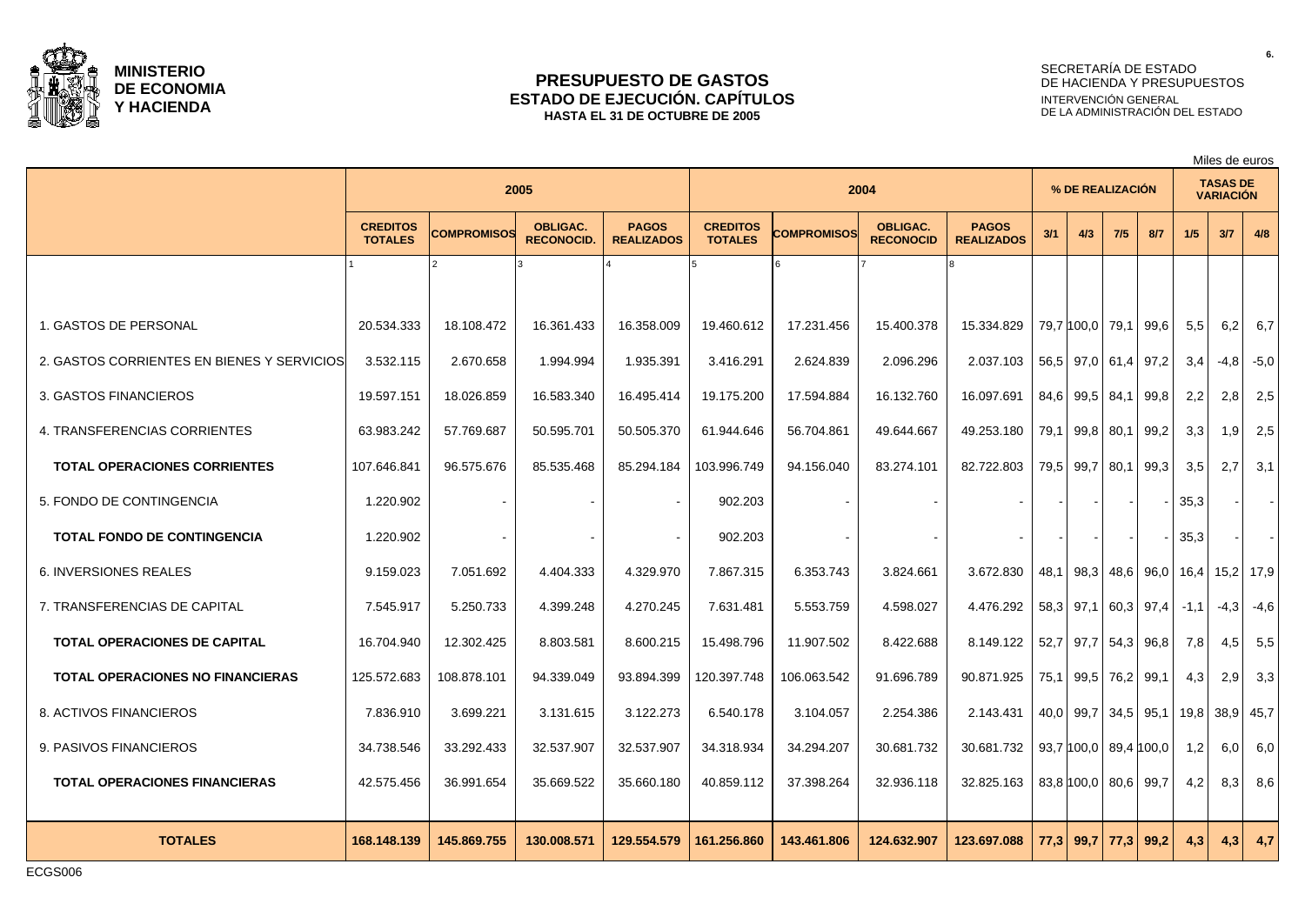**MINISTERIO DE ECONOMIA Y HACIENDA**

# PRESUPUESTO DE GASTOS
## ESTADO DE EJECUCIÓN. CAPÍTULOS
### HASTA EL 31 DE OCTUBRE DE 2005

SECRETARÍA DE ESTADO DE HACIENDA Y PRESUPUESTOS
INTERVENCIÓN GENERAL DE LA ADMINISTRACIÓN DEL ESTADO

Miles de euros

| | 2005 | | | | 2004 | | | | % DE REALIZACIÓN | | | | TASAS DE VARIACIÓN | | |
|---|---|---|---|---|---|---|---|---|---|---|---|---|---|---|---|
| | CREDITOS TOTALES | COMPROMISOS | OBLIGAC. RECONOCID. | PAGOS REALIZADOS | CREDITOS TOTALES | COMPROMISOS | OBLIGAC. RECONOCID | PAGOS REALIZADOS | 3/1 | 4/3 | 7/5 | 8/7 | 1/5 | 3/7 | 4/8 |
| | 1 | 2 | 3 | 4 | 5 | 6 | 7 | 8 | | | | | | | |
| 1. GASTOS DE PERSONAL | 20.534.333 | 18.108.472 | 16.361.433 | 16.358.009 | 19.460.612 | 17.231.456 | 15.400.378 | 15.334.829 | 79,7 | 100,0 | 79,1 | 99,6 | 5,5 | 6,2 | 6,7 |
| 2. GASTOS CORRIENTES EN BIENES Y SERVICIOS | 3.532.115 | 2.670.658 | 1.994.994 | 1.935.391 | 3.416.291 | 2.624.839 | 2.096.296 | 2.037.103 | 56,5 | 97,0 | 61,4 | 97,2 | 3,4 | -4,8 | -5,0 |
| 3. GASTOS FINANCIEROS | 19.597.151 | 18.026.859 | 16.583.340 | 16.495.414 | 19.175.200 | 17.594.884 | 16.132.760 | 16.097.691 | 84,6 | 99,5 | 84,1 | 99,8 | 2,2 | 2,8 | 2,5 |
| 4. TRANSFERENCIAS CORRIENTES | 63.983.242 | 57.769.687 | 50.595.701 | 50.505.370 | 61.944.646 | 56.704.861 | 49.644.667 | 49.253.180 | 79,1 | 99,8 | 80,1 | 99,2 | 3,3 | 1,9 | 2,5 |
| **TOTAL OPERACIONES CORRIENTES** | 107.646.841 | 96.575.676 | 85.535.468 | 85.294.184 | 103.996.749 | 94.156.040 | 83.274.101 | 82.722.803 | 79,5 | 99,7 | 80,1 | 99,3 | 3,5 | 2,7 | 3,1 |
| 5. FONDO DE CONTINGENCIA | 1.220.902 | - | - | - | 902.203 | - | - | - | - | - | - | - | 35,3 | - | - |
| **TOTAL FONDO DE CONTINGENCIA** | 1.220.902 | - | - | - | 902.203 | - | - | - | - | - | - | - | 35,3 | - | - |
| 6. INVERSIONES REALES | 9.159.023 | 7.051.692 | 4.404.333 | 4.329.970 | 7.867.315 | 6.353.743 | 3.824.661 | 3.672.830 | 48,1 | 98,3 | 48,6 | 96,0 | 16,4 | 15,2 | 17,9 |
| 7. TRANSFERENCIAS DE CAPITAL | 7.545.917 | 5.250.733 | 4.399.248 | 4.270.245 | 7.631.481 | 5.553.759 | 4.598.027 | 4.476.292 | 58,3 | 97,1 | 60,3 | 97,4 | -1,1 | -4,3 | -4,6 |
| **TOTAL OPERACIONES DE CAPITAL** | 16.704.940 | 12.302.425 | 8.803.581 | 8.600.215 | 15.498.796 | 11.907.502 | 8.422.688 | 8.149.122 | 52,7 | 97,7 | 54,3 | 96,8 | 7,8 | 4,5 | 5,5 |
| **TOTAL OPERACIONES NO FINANCIERAS** | 125.572.683 | 108.878.101 | 94.339.049 | 93.894.399 | 120.397.748 | 106.063.542 | 91.696.789 | 90.871.925 | 75,1 | 99,5 | 76,2 | 99,1 | 4,3 | 2,9 | 3,3 |
| 8. ACTIVOS FINANCIEROS | 7.836.910 | 3.699.221 | 3.131.615 | 3.122.273 | 6.540.178 | 3.104.057 | 2.254.386 | 2.143.431 | 40,0 | 99,7 | 34,5 | 95,1 | 19,8 | 38,9 | 45,7 |
| 9. PASIVOS FINANCIEROS | 34.738.546 | 33.292.433 | 32.537.907 | 32.537.907 | 34.318.934 | 34.294.207 | 30.681.732 | 30.681.732 | 93,7 | 100,0 | 89,4 | 100,0 | 1,2 | 6,0 | 6,0 |
| **TOTAL OPERACIONES FINANCIERAS** | 42.575.456 | 36.991.654 | 35.669.522 | 35.660.180 | 40.859.112 | 37.398.264 | 32.936.118 | 32.825.163 | 83,8 | 100,0 | 80,6 | 99,7 | 4,2 | 8,3 | 8,6 |
| **TOTALES** | **168.148.139** | **145.869.755** | **130.008.571** | **129.554.579** | **161.256.860** | **143.461.806** | **124.632.907** | **123.697.088** | **77,3** | **99,7** | **77,3** | **99,2** | **4,3** | **4,3** | **4,7** |

ECGS006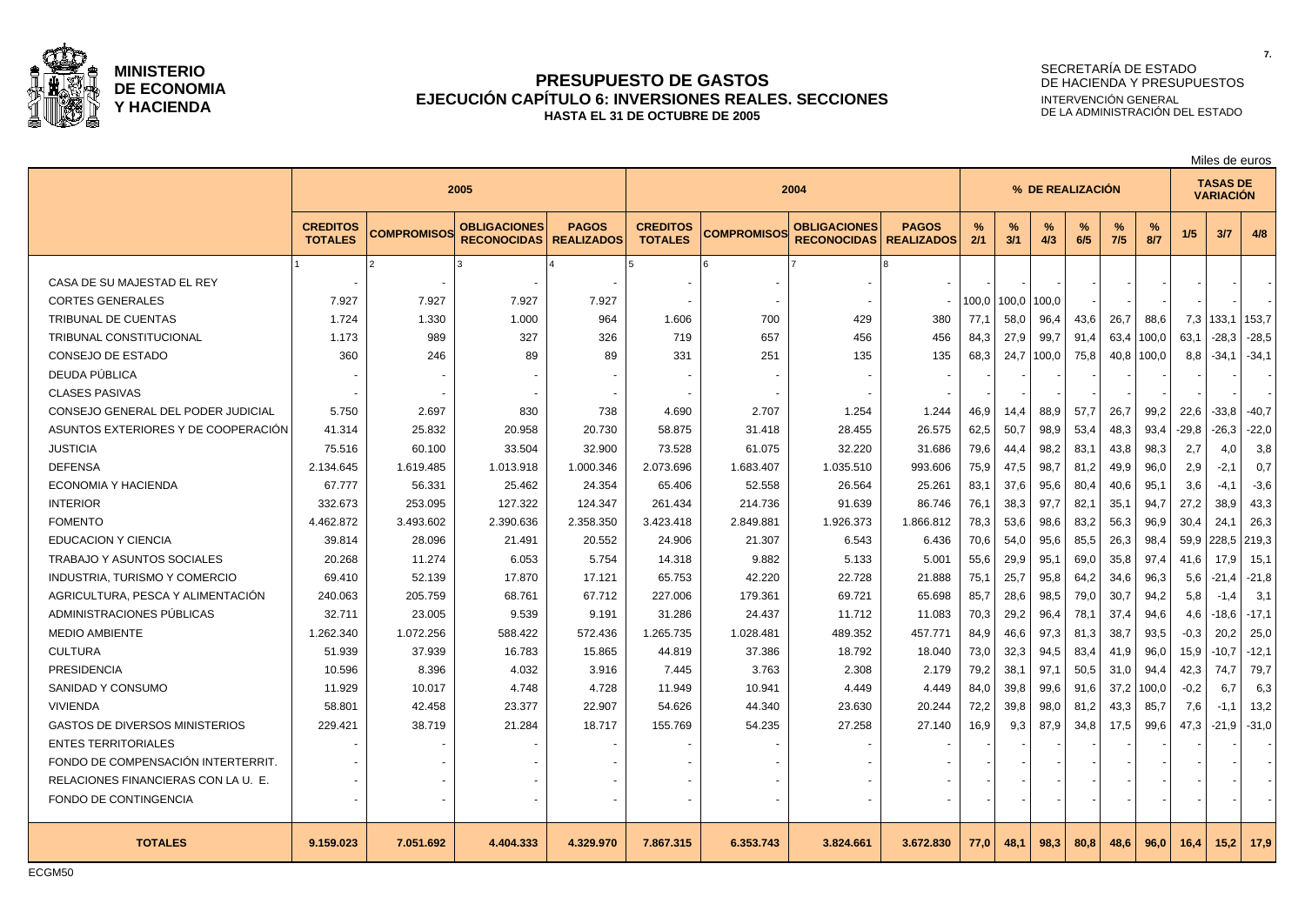**MINISTERIO DE ECONOMIA Y HACIENDA**

# PRESUPUESTO DE GASTOS
## EJECUCIÓN CAPÍTULO 6: INVERSIONES REALES. SECCIONES
### HASTA EL 31 DE OCTUBRE DE 2005

SECRETARÍA DE ESTADO DE HACIENDA Y PRESUPUESTOS
INTERVENCIÓN GENERAL DE LA ADMINISTRACIÓN DEL ESTADO

Miles de euros

| | 2005 | | | | 2004 | | | | % DE REALIZACIÓN | | | | | | TASAS DE VARIACIÓN | | |
|---|---|---|---|---|---|---|---|---|---|---|---|---|---|---|---|---|---|
| | CREDITOS TOTALES | COMPROMISOS | OBLIGACIONES RECONOCIDAS | PAGOS REALIZADOS | CREDITOS TOTALES | COMPROMISOS | OBLIGACIONES RECONOCIDAS | PAGOS REALIZADOS | % 2/1 | % 3/1 | % 4/3 | % 6/5 | % 7/5 | % 8/7 | 1/5 | 3/7 | 4/8 |
| | 1 | 2 | 3 | 4 | 5 | 6 | 7 | 8 | | | | | | | | | |
| CASA DE SU MAJESTAD EL REY | - | - | - | - | - | - | - | - | - | - | - | - | - | - | - | - | - |
| CORTES GENERALES | 7.927 | 7.927 | 7.927 | 7.927 | - | - | - | - | 100,0 | 100,0 | 100,0 | - | - | - | - | - | - |
| TRIBUNAL DE CUENTAS | 1.724 | 1.330 | 1.000 | 964 | 1.606 | 700 | 429 | 380 | 77,1 | 58,0 | 96,4 | 43,6 | 26,7 | 88,6 | 7,3 | 133,1 | 153,7 |
| TRIBUNAL CONSTITUCIONAL | 1.173 | 989 | 327 | 326 | 719 | 657 | 456 | 456 | 84,3 | 27,9 | 99,7 | 91,4 | 63,4 | 100,0 | 63,1 | -28,3 | -28,5 |
| CONSEJO DE ESTADO | 360 | 246 | 89 | 89 | 331 | 251 | 135 | 135 | 68,3 | 24,7 | 100,0 | 75,8 | 40,8 | 100,0 | 8,8 | -34,1 | -34,1 |
| DEUDA PÚBLICA | - | - | - | - | - | - | - | - | - | - | - | - | - | - | - | - | - |
| CLASES PASIVAS | - | - | - | - | - | - | - | - | - | - | - | - | - | - | - | - | - |
| CONSEJO GENERAL DEL PODER JUDICIAL | 5.750 | 2.697 | 830 | 738 | 4.690 | 2.707 | 1.254 | 1.244 | 46,9 | 14,4 | 88,9 | 57,7 | 26,7 | 99,2 | 22,6 | -33,8 | -40,7 |
| ASUNTOS EXTERIORES Y DE COOPERACIÓN | 41.314 | 25.832 | 20.958 | 20.730 | 58.875 | 31.418 | 28.455 | 26.575 | 62,5 | 50,7 | 98,9 | 53,4 | 48,3 | 93,4 | -29,8 | -26,3 | -22,0 |
| JUSTICIA | 75.516 | 60.100 | 33.504 | 32.900 | 73.528 | 61.075 | 32.220 | 31.686 | 79,6 | 44,4 | 98,2 | 83,1 | 43,8 | 98,3 | 2,7 | 4,0 | 3,8 |
| DEFENSA | 2.134.645 | 1.619.485 | 1.013.918 | 1.000.346 | 2.073.696 | 1.683.407 | 1.035.510 | 993.606 | 75,9 | 47,5 | 98,7 | 81,2 | 49,9 | 96,0 | 2,9 | -2,1 | 0,7 |
| ECONOMIA Y HACIENDA | 67.777 | 56.331 | 25.462 | 24.354 | 65.406 | 52.558 | 26.564 | 25.261 | 83,1 | 37,6 | 95,6 | 80,4 | 40,6 | 95,1 | 3,6 | -4,1 | -3,6 |
| INTERIOR | 332.673 | 253.095 | 127.322 | 124.347 | 261.434 | 214.736 | 91.639 | 86.746 | 76,1 | 38,3 | 97,7 | 82,1 | 35,1 | 94,7 | 27,2 | 38,9 | 43,3 |
| FOMENTO | 4.462.872 | 3.493.602 | 2.390.636 | 2.358.350 | 3.423.418 | 2.849.881 | 1.926.373 | 1.866.812 | 78,3 | 53,6 | 98,6 | 83,2 | 56,3 | 96,9 | 30,4 | 24,1 | 26,3 |
| EDUCACION Y CIENCIA | 39.814 | 28.096 | 21.491 | 20.552 | 24.906 | 21.307 | 6.543 | 6.436 | 70,6 | 54,0 | 95,6 | 85,5 | 26,3 | 98,4 | 59,9 | 228,5 | 219,3 |
| TRABAJO Y ASUNTOS SOCIALES | 20.268 | 11.274 | 6.053 | 5.754 | 14.318 | 9.882 | 5.133 | 5.001 | 55,6 | 29,9 | 95,1 | 69,0 | 35,8 | 97,4 | 41,6 | 17,9 | 15,1 |
| INDUSTRIA, TURISMO Y COMERCIO | 69.410 | 52.139 | 17.870 | 17.121 | 65.753 | 42.220 | 22.728 | 21.888 | 75,1 | 25,7 | 95,8 | 64,2 | 34,6 | 96,3 | 5,6 | -21,4 | -21,8 |
| AGRICULTURA, PESCA Y ALIMENTACIÓN | 240.063 | 205.759 | 68.761 | 67.712 | 227.006 | 179.361 | 69.721 | 65.698 | 85,7 | 28,6 | 98,5 | 79,0 | 30,7 | 94,2 | 5,8 | -1,4 | 3,1 |
| ADMINISTRACIONES PÚBLICAS | 32.711 | 23.005 | 9.539 | 9.191 | 31.286 | 24.437 | 11.712 | 11.083 | 70,3 | 29,2 | 96,4 | 78,1 | 37,4 | 94,6 | 4,6 | -18,6 | -17,1 |
| MEDIO AMBIENTE | 1.262.340 | 1.072.256 | 588.422 | 572.436 | 1.265.735 | 1.028.481 | 489.352 | 457.771 | 84,9 | 46,6 | 97,3 | 81,3 | 38,7 | 93,5 | -0,3 | 20,2 | 25,0 |
| CULTURA | 51.939 | 37.939 | 16.783 | 15.865 | 44.819 | 37.386 | 18.792 | 18.040 | 73,0 | 32,3 | 94,5 | 83,4 | 41,9 | 96,0 | 15,9 | -10,7 | -12,1 |
| PRESIDENCIA | 10.596 | 8.396 | 4.032 | 3.916 | 7.445 | 3.763 | 2.308 | 2.179 | 79,2 | 38,1 | 97,1 | 50,5 | 31,0 | 94,4 | 42,3 | 74,7 | 79,7 |
| SANIDAD Y CONSUMO | 11.929 | 10.017 | 4.748 | 4.728 | 11.949 | 10.941 | 4.449 | 4.449 | 84,0 | 39,8 | 99,6 | 91,6 | 37,2 | 100,0 | -0,2 | 6,7 | 6,3 |
| VIVIENDA | 58.801 | 42.458 | 23.377 | 22.907 | 54.626 | 44.340 | 23.630 | 20.244 | 72,2 | 39,8 | 98,0 | 81,2 | 43,3 | 85,7 | 7,6 | -1,1 | 13,2 |
| GASTOS DE DIVERSOS MINISTERIOS | 229.421 | 38.719 | 21.284 | 18.717 | 155.769 | 54.235 | 27.258 | 27.140 | 16,9 | 9,3 | 87,9 | 34,8 | 17,5 | 99,6 | 47,3 | -21,9 | -31,0 |
| ENTES TERRITORIALES | - | - | - | - | - | - | - | - | - | - | - | - | - | - | - | - | - |
| FONDO DE COMPENSACIÓN INTERTERRIT. | - | - | - | - | - | - | - | - | - | - | - | - | - | - | - | - | - |
| RELACIONES FINANCIERAS CON LA U. E. | - | - | - | - | - | - | - | - | - | - | - | - | - | - | - | - | - |
| FONDO DE CONTINGENCIA | - | - | - | - | - | - | - | - | - | - | - | - | - | - | - | - | - |
| **TOTALES** | **9.159.023** | **7.051.692** | **4.404.333** | **4.329.970** | **7.867.315** | **6.353.743** | **3.824.661** | **3.672.830** | **77,0** | **48,1** | **98,3** | **80,8** | **48,6** | **96,0** | **16,4** | **15,2** | **17,9** |

ECGM50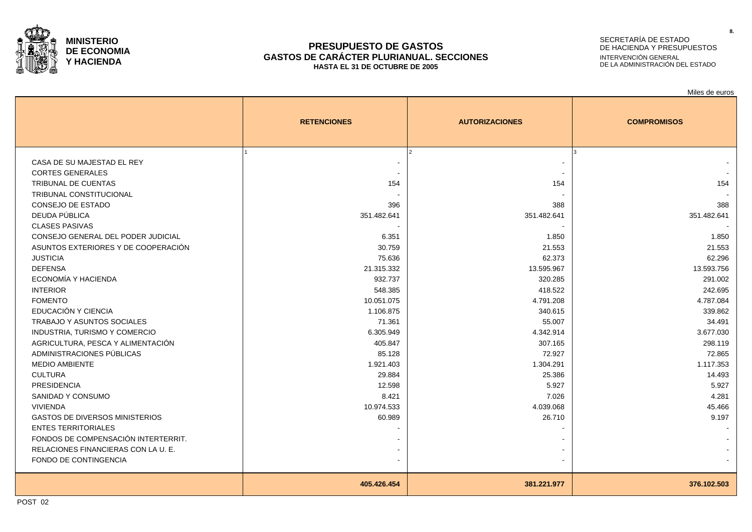**MINISTERIO DE ECONOMIA Y HACIENDA**

SECRETARÍA DE ESTADO DE HACIENDA Y PRESUPUESTOS
INTERVENCIÓN GENERAL DE LA ADMINISTRACIÓN DEL ESTADO

# PRESUPUESTO DE GASTOS
## GASTOS DE CARÁCTER PLURIANUAL. SECCIONES
### HASTA EL 31 DE OCTUBRE DE 2005

Miles de euros

| | RETENCIONES | AUTORIZACIONES | COMPROMISOS |
|---|---|---|---|
| | 1 | 2 | 3 |
| CASA DE SU MAJESTAD EL REY | - | - | - |
| CORTES GENERALES | - | - | - |
| TRIBUNAL DE CUENTAS | 154 | 154 | 154 |
| TRIBUNAL CONSTITUCIONAL | - | - | - |
| CONSEJO DE ESTADO | 396 | 388 | 388 |
| DEUDA PÚBLICA | 351.482.641 | 351.482.641 | 351.482.641 |
| CLASES PASIVAS | - | - | - |
| CONSEJO GENERAL DEL PODER JUDICIAL | 6.351 | 1.850 | 1.850 |
| ASUNTOS EXTERIORES Y DE COOPERACIÓN | 30.759 | 21.553 | 21.553 |
| JUSTICIA | 75.636 | 62.373 | 62.296 |
| DEFENSA | 21.315.332 | 13.595.967 | 13.593.756 |
| ECONOMÍA Y HACIENDA | 932.737 | 320.285 | 291.002 |
| INTERIOR | 548.385 | 418.522 | 242.695 |
| FOMENTO | 10.051.075 | 4.791.208 | 4.787.084 |
| EDUCACIÓN Y CIENCIA | 1.106.875 | 340.615 | 339.862 |
| TRABAJO Y ASUNTOS SOCIALES | 71.361 | 55.007 | 34.491 |
| INDUSTRIA, TURISMO Y COMERCIO | 6.305.949 | 4.342.914 | 3.677.030 |
| AGRICULTURA, PESCA Y ALIMENTACIÓN | 405.847 | 307.165 | 298.119 |
| ADMINISTRACIONES PÚBLICAS | 85.128 | 72.927 | 72.865 |
| MEDIO AMBIENTE | 1.921.403 | 1.304.291 | 1.117.353 |
| CULTURA | 29.884 | 25.386 | 14.493 |
| PRESIDENCIA | 12.598 | 5.927 | 5.927 |
| SANIDAD Y CONSUMO | 8.421 | 7.026 | 4.281 |
| VIVIENDA | 10.974.533 | 4.039.068 | 45.466 |
| GASTOS DE DIVERSOS MINISTERIOS | 60.989 | 26.710 | 9.197 |
| ENTES TERRITORIALES | - | - | - |
| FONDOS DE COMPENSACIÓN INTERTERRIT. | - | - | - |
| RELACIONES FINANCIERAS CON LA U. E. | - | - | - |
| FONDO DE CONTINGENCIA | - | - | - |
| | **405.426.454** | **381.221.977** | **376.102.503** |

POST 02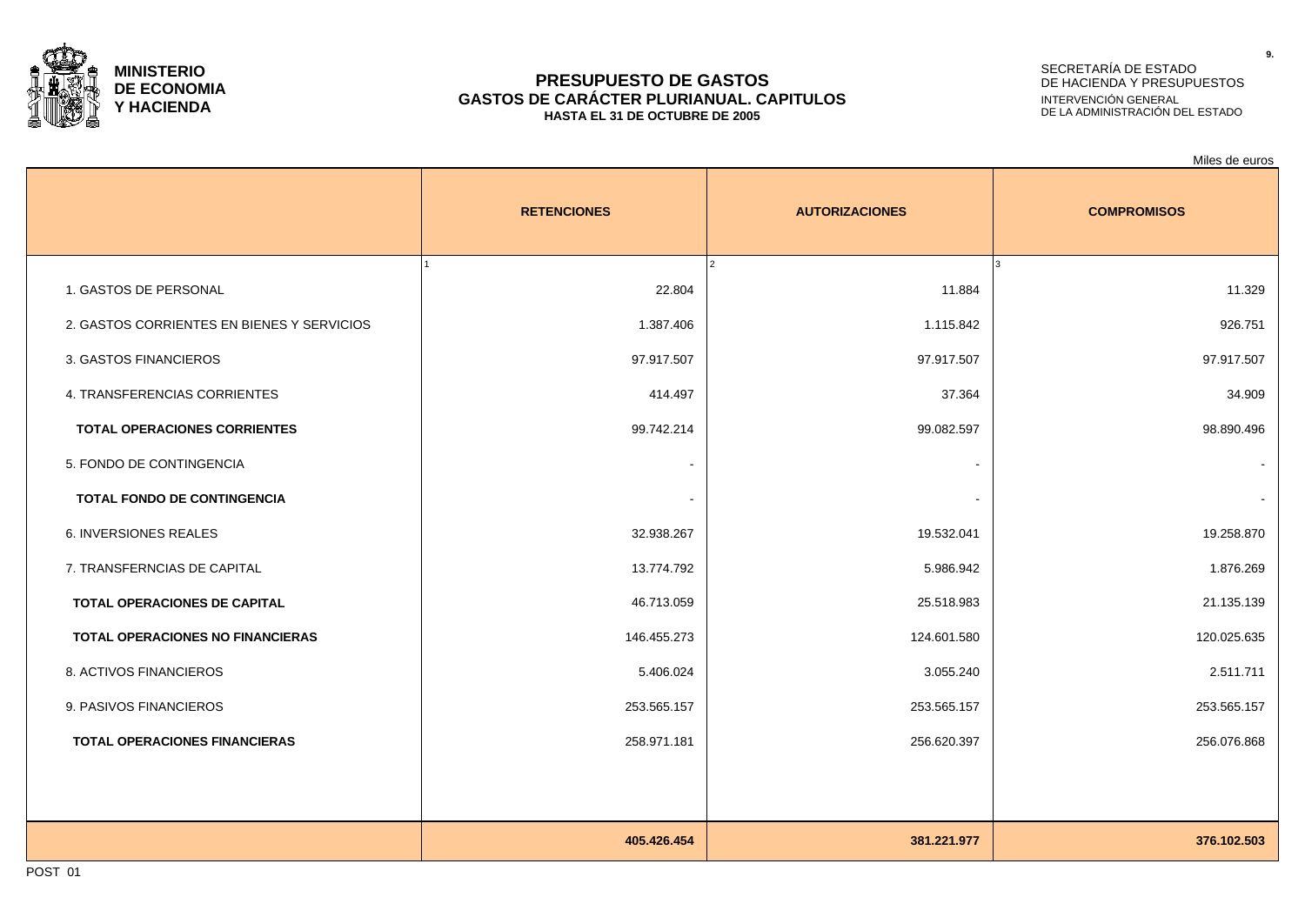**MINISTERIO DE ECONOMIA Y HACIENDA**

SECRETARÍA DE ESTADO DE HACIENDA Y PRESUPUESTOS
INTERVENCIÓN GENERAL DE LA ADMINISTRACIÓN DEL ESTADO

# PRESUPUESTO DE GASTOS
## GASTOS DE CARÁCTER PLURIANUAL. CAPITULOS
### HASTA EL 31 DE OCTUBRE DE 2005

Miles de euros

| | RETENCIONES | AUTORIZACIONES | COMPROMISOS |
|---|---|---|---|
| | 1 | 2 | 3 |
| 1. GASTOS DE PERSONAL | 22.804 | 11.884 | 11.329 |
| 2. GASTOS CORRIENTES EN BIENES Y SERVICIOS | 1.387.406 | 1.115.842 | 926.751 |
| 3. GASTOS FINANCIEROS | 97.917.507 | 97.917.507 | 97.917.507 |
| 4. TRANSFERENCIAS CORRIENTES | 414.497 | 37.364 | 34.909 |
| **TOTAL OPERACIONES CORRIENTES** | 99.742.214 | 99.082.597 | 98.890.496 |
| 5. FONDO DE CONTINGENCIA | - | - | - |
| **TOTAL FONDO DE CONTINGENCIA** | - | - | - |
| 6. INVERSIONES REALES | 32.938.267 | 19.532.041 | 19.258.870 |
| 7. TRANSFERNCIAS DE CAPITAL | 13.774.792 | 5.986.942 | 1.876.269 |
| **TOTAL OPERACIONES DE CAPITAL** | 46.713.059 | 25.518.983 | 21.135.139 |
| **TOTAL OPERACIONES NO FINANCIERAS** | 146.455.273 | 124.601.580 | 120.025.635 |
| 8. ACTIVOS FINANCIEROS | 5.406.024 | 3.055.240 | 2.511.711 |
| 9. PASIVOS FINANCIEROS | 253.565.157 | 253.565.157 | 253.565.157 |
| **TOTAL OPERACIONES FINANCIERAS** | 258.971.181 | 256.620.397 | 256.076.868 |
| | **405.426.454** | **381.221.977** | **376.102.503** |

POST 01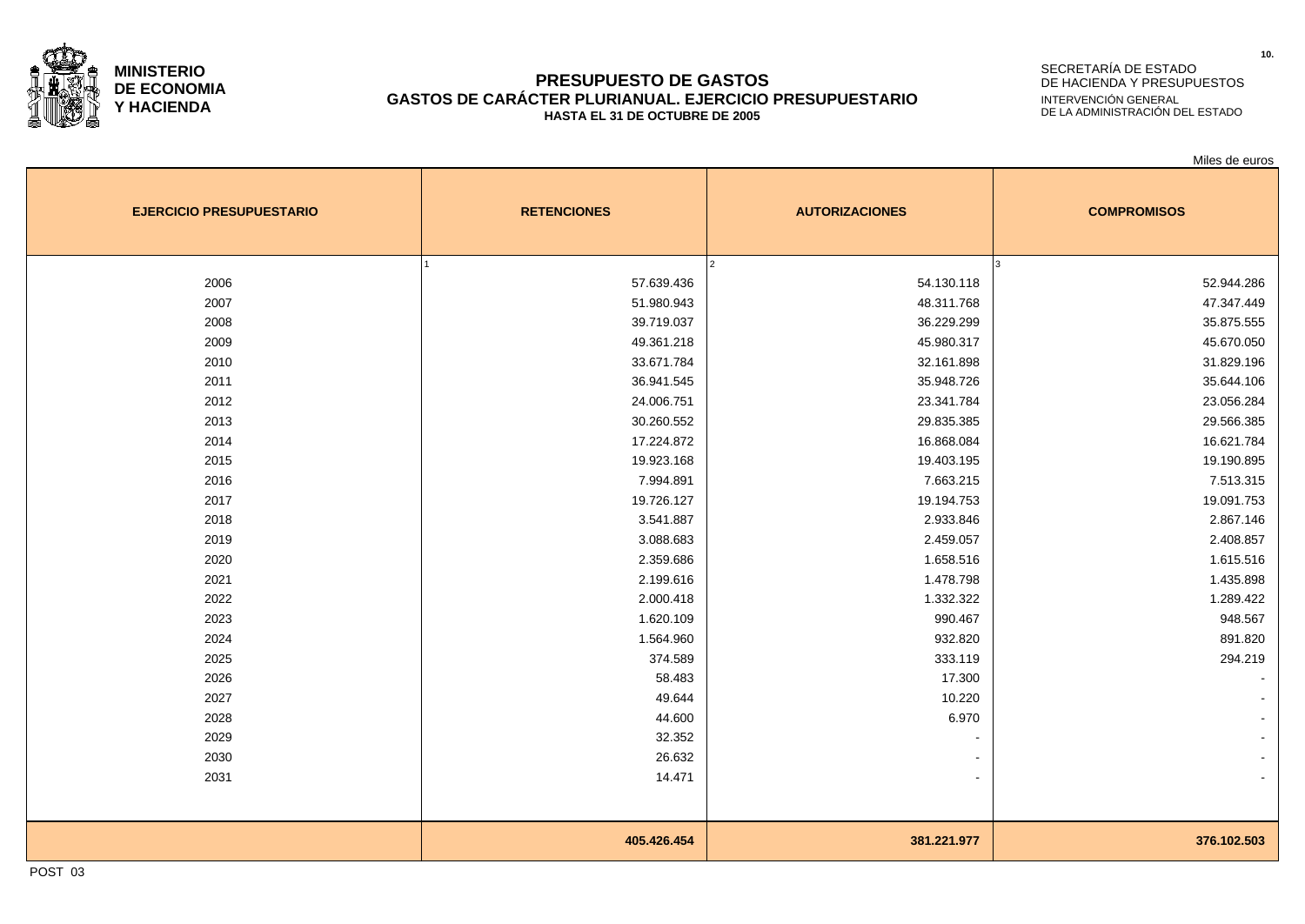**MINISTERIO DE ECONOMIA Y HACIENDA**

SECRETARÍA DE ESTADO DE HACIENDA Y PRESUPUESTOS
INTERVENCIÓN GENERAL DE LA ADMINISTRACIÓN DEL ESTADO

# PRESUPUESTO DE GASTOS
## GASTOS DE CARÁCTER PLURIANUAL. EJERCICIO PRESUPUESTARIO
### HASTA EL 31 DE OCTUBRE DE 2005

Miles de euros

| EJERCICIO PRESUPUESTARIO | RETENCIONES | AUTORIZACIONES | COMPROMISOS |
|---|---|---|---|
| | 1 | 2 | 3 |
| 2006 | 57.639.436 | 54.130.118 | 52.944.286 |
| 2007 | 51.980.943 | 48.311.768 | 47.347.449 |
| 2008 | 39.719.037 | 36.229.299 | 35.875.555 |
| 2009 | 49.361.218 | 45.980.317 | 45.670.050 |
| 2010 | 33.671.784 | 32.161.898 | 31.829.196 |
| 2011 | 36.941.545 | 35.948.726 | 35.644.106 |
| 2012 | 24.006.751 | 23.341.784 | 23.056.284 |
| 2013 | 30.260.552 | 29.835.385 | 29.566.385 |
| 2014 | 17.224.872 | 16.868.084 | 16.621.784 |
| 2015 | 19.923.168 | 19.403.195 | 19.190.895 |
| 2016 | 7.994.891 | 7.663.215 | 7.513.315 |
| 2017 | 19.726.127 | 19.194.753 | 19.091.753 |
| 2018 | 3.541.887 | 2.933.846 | 2.867.146 |
| 2019 | 3.088.683 | 2.459.057 | 2.408.857 |
| 2020 | 2.359.686 | 1.658.516 | 1.615.516 |
| 2021 | 2.199.616 | 1.478.798 | 1.435.898 |
| 2022 | 2.000.418 | 1.332.322 | 1.289.422 |
| 2023 | 1.620.109 | 990.467 | 948.567 |
| 2024 | 1.564.960 | 932.820 | 891.820 |
| 2025 | 374.589 | 333.119 | 294.219 |
| 2026 | 58.483 | 17.300 | - |
| 2027 | 49.644 | 10.220 | - |
| 2028 | 44.600 | 6.970 | - |
| 2029 | 32.352 | - | - |
| 2030 | 26.632 | - | - |
| 2031 | 14.471 | - | - |
| | **405.426.454** | **381.221.977** | **376.102.503** |

POST 03